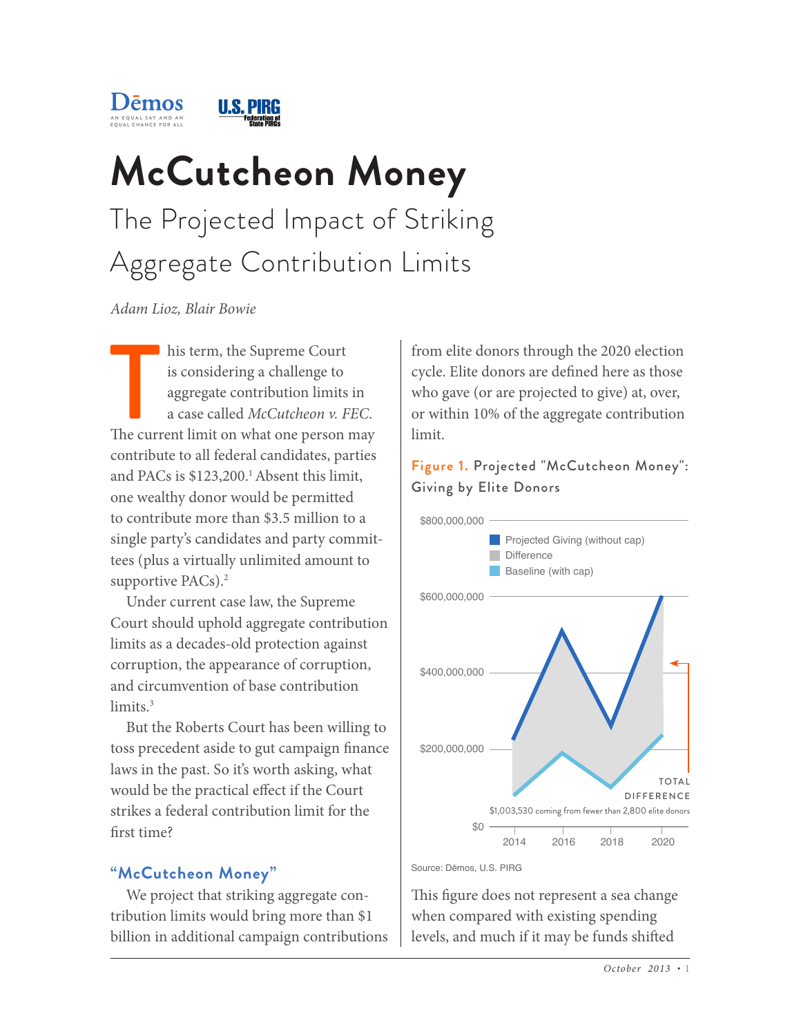Dēmos
AN EQUAL SAY AND AN EQUAL CHANCE FOR ALL

U.S. PIRG
Federation of State PIRGs

# McCutcheon Money

## The Projected Impact of Striking Aggregate Contribution Limits

*Adam Lioz, Blair Bowie*

This term, the Supreme Court is considering a challenge to aggregate contribution limits in a case called *McCutcheon v. FEC*. The current limit on what one person may contribute to all federal candidates, parties and PACs is $123,200.[1] Absent this limit, one wealthy donor would be permitted to contribute more than $3.5 million to a single party's candidates and party committees (plus a virtually unlimited amount to supportive PACs).[2]

Under current case law, the Supreme Court should uphold aggregate contribution limits as a decades-old protection against corruption, the appearance of corruption, and circumvention of base contribution limits.[3]

But the Roberts Court has been willing to toss precedent aside to gut campaign finance laws in the past. So it's worth asking, what would be the practical effect if the Court strikes a federal contribution limit for the first time?

### "McCutcheon Money"

We project that striking aggregate contribution limits would bring more than $1 billion in additional campaign contributions from elite donors through the 2020 election cycle. Elite donors are defined here as those who gave (or are projected to give) at, over, or within 10% of the aggregate contribution limit.

**Figure 1.** Projected "McCutcheon Money": Giving by Elite Donors

| | Legend |
|---|---|
| Projected Giving (without cap) | |
| Difference | |
| Baseline (with cap) | |

Y-axis: $0, $200,000,000, $400,000,000, $600,000,000, $800,000,000
X-axis: 2014, 2016, 2018, 2020

TOTAL DIFFERENCE
$1,003,530 coming from fewer than 2,800 elite donors

Source: Dēmos, U.S. PIRG

This figure does not represent a sea change when compared with existing spending levels, and much if it may be funds shifted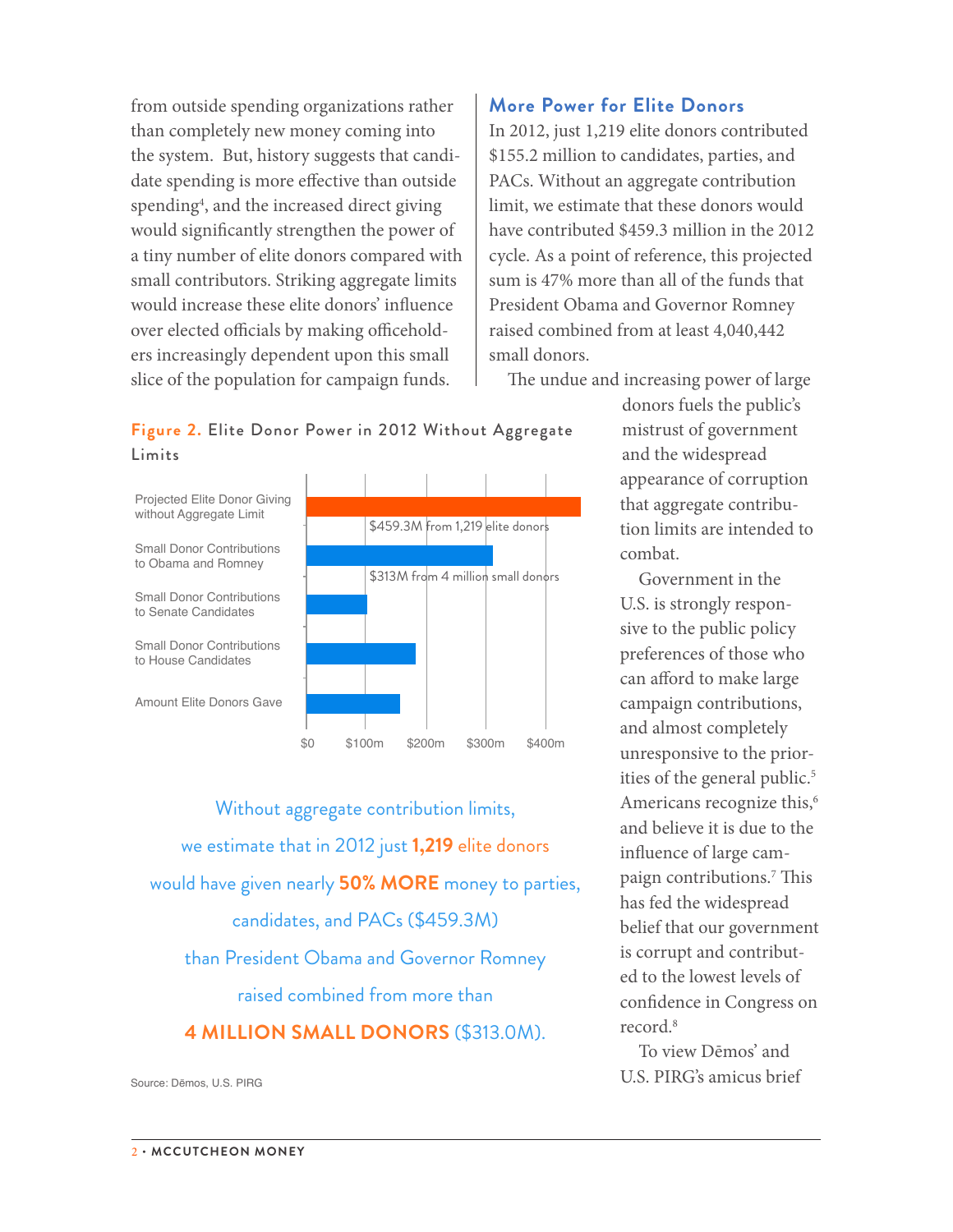from outside spending organizations rather than completely new money coming into the system. But, history suggests that candidate spending is more effective than outside spending[4], and the increased direct giving would significantly strengthen the power of a tiny number of elite donors compared with small contributors. Striking aggregate limits would increase these elite donors' influence over elected officials by making officeholders increasingly dependent upon this small slice of the population for campaign funds.

## More Power for Elite Donors

In 2012, just 1,219 elite donors contributed $155.2 million to candidates, parties, and PACs. Without an aggregate contribution limit, we estimate that these donors would have contributed $459.3 million in the 2012 cycle. As a point of reference, this projected sum is 47% more than all of the funds that President Obama and Governor Romney raised combined from at least 4,040,442 small donors.

The undue and increasing power of large donors fuels the public's mistrust of government and the widespread appearance of corruption that aggregate contribution limits are intended to combat.

Government in the U.S. is strongly responsive to the public policy preferences of those who can afford to make large campaign contributions, and almost completely unresponsive to the priorities of the general public.[5] Americans recognize this,[6] and believe it is due to the influence of large campaign contributions.[7] This has fed the widespread belief that our government is corrupt and contributed to the lowest levels of confidence in Congress on record.[8]

To view Dēmos' and U.S. PIRG's amicus brief

**Figure 2.** Elite Donor Power in 2012 Without Aggregate Limits

| Category | Amount |
|---|---|
| Projected Elite Donor Giving without Aggregate Limit | $459.3M from 1,219 elite donors |
| Small Donor Contributions to Obama and Romney | $313M from 4 million small donors |
| Small Donor Contributions to Senate Candidates | |
| Small Donor Contributions to House Candidates | |
| Amount Elite Donors Gave | |

Source: Dēmos, U.S. PIRG

Without aggregate contribution limits, we estimate that in 2012 just **1,219** elite donors would have given nearly **50% MORE** money to parties, candidates, and PACs ($459.3M) than President Obama and Governor Romney raised combined from more than **4 MILLION SMALL DONORS** ($313.0M).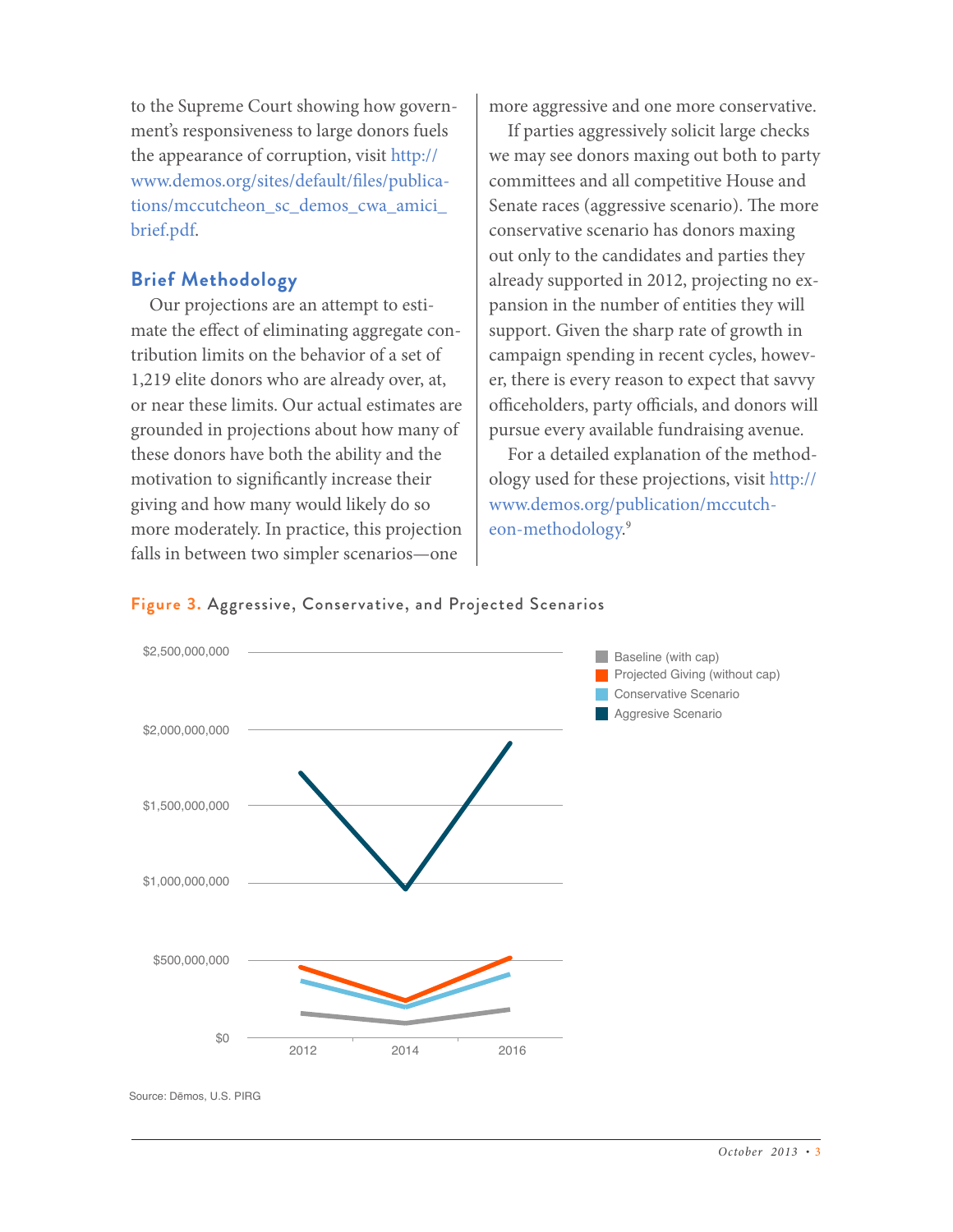to the Supreme Court showing how government's responsiveness to large donors fuels the appearance of corruption, visit http://www.demos.org/sites/default/files/publications/mccutcheon_sc_demos_cwa_amici_brief.pdf.

## Brief Methodology

Our projections are an attempt to estimate the effect of eliminating aggregate contribution limits on the behavior of a set of 1,219 elite donors who are already over, at, or near these limits. Our actual estimates are grounded in projections about how many of these donors have both the ability and the motivation to significantly increase their giving and how many would likely do so more moderately. In practice, this projection falls in between two simpler scenarios—one more aggressive and one more conservative.

If parties aggressively solicit large checks we may see donors maxing out both to party committees and all competitive House and Senate races (aggressive scenario). The more conservative scenario has donors maxing out only to the candidates and parties they already supported in 2012, projecting no expansion in the number of entities they will support. Given the sharp rate of growth in campaign spending in recent cycles, however, there is every reason to expect that savvy officeholders, party officials, and donors will pursue every available fundraising avenue.

For a detailed explanation of the methodology used for these projections, visit http://www.demos.org/publication/mccutcheon-methodology.[9]

**Figure 3.** Aggressive, Conservative, and Projected Scenarios

Source: Dēmos, U.S. PIRG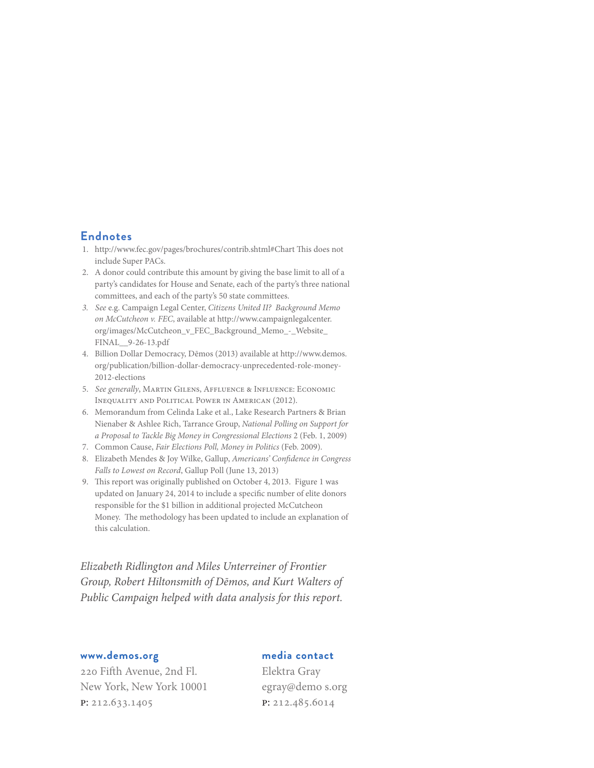## Endnotes

1. http://www.fec.gov/pages/brochures/contrib.shtml#Chart This does not include Super PACs.
2. A donor could contribute this amount by giving the base limit to all of a party's candidates for House and Senate, each of the party's three national committees, and each of the party's 50 state committees.
3. *See* e.g. Campaign Legal Center, *Citizens United II? Background Memo on McCutcheon v. FEC*, available at http://www.campaignlegalcenter.org/images/McCutcheon_v_FEC_Background_Memo_-_Website_FINAL__9-26-13.pdf
4. Billion Dollar Democracy, Dēmos (2013) available at http://www.demos.org/publication/billion-dollar-democracy-unprecedented-role-money-2012-elections
5. *See generally*, Martin Gilens, Affluence & Influence: Economic Inequality and Political Power in American (2012).
6. Memorandum from Celinda Lake et al., Lake Research Partners & Brian Nienaber & Ashlee Rich, Tarrance Group, *National Polling on Support for a Proposal to Tackle Big Money in Congressional Elections* 2 (Feb. 1, 2009)
7. Common Cause, *Fair Elections Poll, Money in Politics* (Feb. 2009).
8. Elizabeth Mendes & Joy Wilke, Gallup, *Americans' Confidence in Congress Falls to Lowest on Record*, Gallup Poll (June 13, 2013)
9. This report was originally published on October 4, 2013. Figure 1 was updated on January 24, 2014 to include a specific number of elite donors responsible for the $1 billion in additional projected McCutcheon Money. The methodology has been updated to include an explanation of this calculation.

*Elizabeth Ridlington and Miles Unterreiner of Frontier Group, Robert Hiltonsmith of Dēmos, and Kurt Walters of Public Campaign helped with data analysis for this report.*

**www.demos.org**
220 Fifth Avenue, 2nd Fl.
New York, New York 10001
**P:** 212.633.1405

**media contact**
Elektra Gray
egray@demo s.org
**P:** 212.485.6014